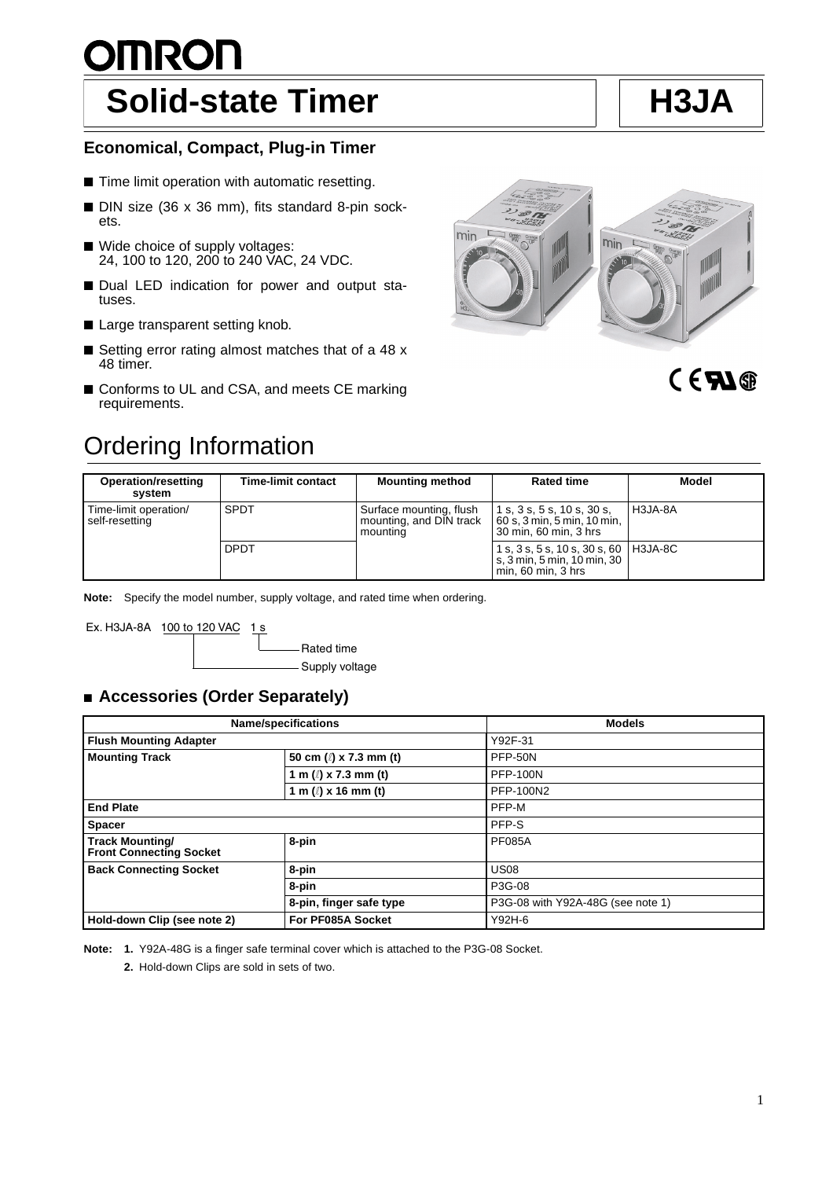# Solid-state Timer

# H3JA

### Economical, Compact, Plug-in Timer

- Time limit operation with automatic resetting.
- DIN size (36 x 36 mm), fits standard 8-pin sockets.
- Wide choice of supply voltages: 24, 100 to 120, 200 to 240 VAC, 24 VDC.
- Dual LED indication for power and output statuses.
- Large transparent setting knob.
- Setting error rating almost matches that of a 48 x 48 timer.
- Conforms to UL and CSA, and meets CE marking requirements.

## Ordering Information

| Operation/resetting system | Time-limit contact | Mounting method | Rated time | Model |
|---|---|---|---|---|
| Time-limit operation/ self-resetting | SPDT | Surface mounting, flush mounting, and DIN track mounting | 1 s, 3 s, 5 s, 10 s, 30 s, 60 s, 3 min, 5 min, 10 min, 30 min, 60 min, 3 hrs | H3JA-8A |
| | DPDT | | 1 s, 3 s, 5 s, 10 s, 30 s, 60 s, 3 min, 5 min, 10 min, 30 min, 60 min, 3 hrs | H3JA-8C |

**Note:** Specify the model number, supply voltage, and rated time when ordering.

Ex. H3JA-8A 100 to 120 VAC 1 s

- 1 s: Rated time
- 100 to 120 VAC: Supply voltage

### Accessories (Order Separately)

| Name/specifications | | Models |
|---|---|---|
| **Flush Mounting Adapter** | | Y92F-31 |
| **Mounting Track** | 50 cm (ℓ) x 7.3 mm (t) | PFP-50N |
| | 1 m (ℓ) x 7.3 mm (t) | PFP-100N |
| | 1 m (ℓ) x 16 mm (t) | PFP-100N2 |
| **End Plate** | | PFP-M |
| **Spacer** | | PFP-S |
| **Track Mounting/ Front Connecting Socket** | 8-pin | PF085A |
| **Back Connecting Socket** | 8-pin | US08 |
| | 8-pin | P3G-08 |
| | 8-pin, finger safe type | P3G-08 with Y92A-48G (see note 1) |
| **Hold-down Clip (see note 2)** | For PF085A Socket | Y92H-6 |

**Note:** **1.** Y92A-48G is a finger safe terminal cover which is attached to the P3G-08 Socket.

**2.** Hold-down Clips are sold in sets of two.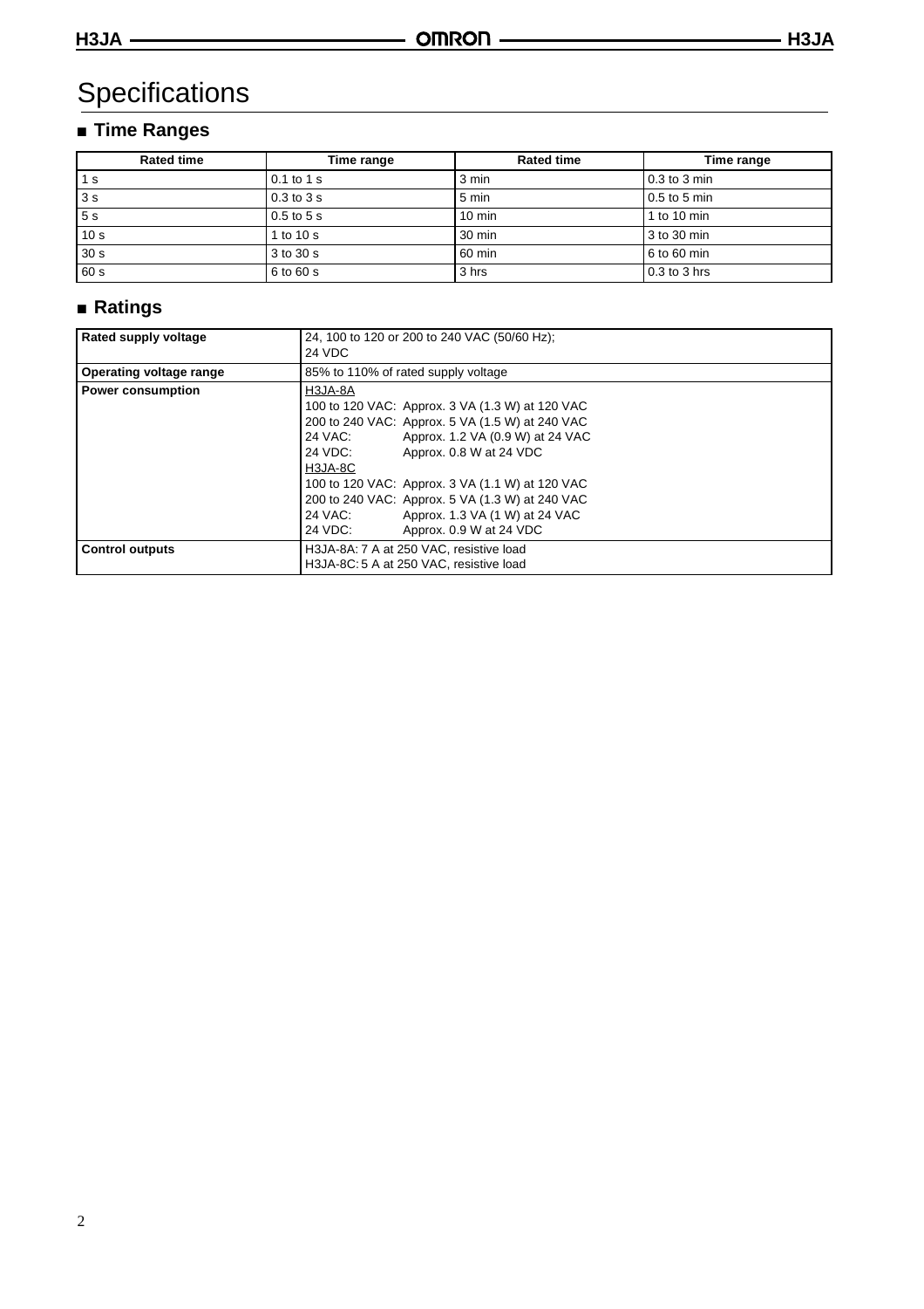# Specifications

## ■ Time Ranges

| Rated time | Time range | Rated time | Time range |
|---|---|---|---|
| 1 s | 0.1 to 1 s | 3 min | 0.3 to 3 min |
| 3 s | 0.3 to 3 s | 5 min | 0.5 to 5 min |
| 5 s | 0.5 to 5 s | 10 min | 1 to 10 min |
| 10 s | 1 to 10 s | 30 min | 3 to 30 min |
| 30 s | 3 to 30 s | 60 min | 6 to 60 min |
| 60 s | 6 to 60 s | 3 hrs | 0.3 to 3 hrs |

## ■ Ratings

| | |
|---|---|
| **Rated supply voltage** | 24, 100 to 120 or 200 to 240 VAC (50/60 Hz);<br>24 VDC |
| **Operating voltage range** | 85% to 110% of rated supply voltage |
| **Power consumption** | H3JA-8A<br>100 to 120 VAC: Approx. 3 VA (1.3 W) at 120 VAC<br>200 to 240 VAC: Approx. 5 VA (1.5 W) at 240 VAC<br>24 VAC: Approx. 1.2 VA (0.9 W) at 24 VAC<br>24 VDC: Approx. 0.8 W at 24 VDC<br>H3JA-8C<br>100 to 120 VAC: Approx. 3 VA (1.1 W) at 120 VAC<br>200 to 240 VAC: Approx. 5 VA (1.3 W) at 240 VAC<br>24 VAC: Approx. 1.3 VA (1 W) at 24 VAC<br>24 VDC: Approx. 0.9 W at 24 VDC |
| **Control outputs** | H3JA-8A: 7 A at 250 VAC, resistive load<br>H3JA-8C: 5 A at 250 VAC, resistive load |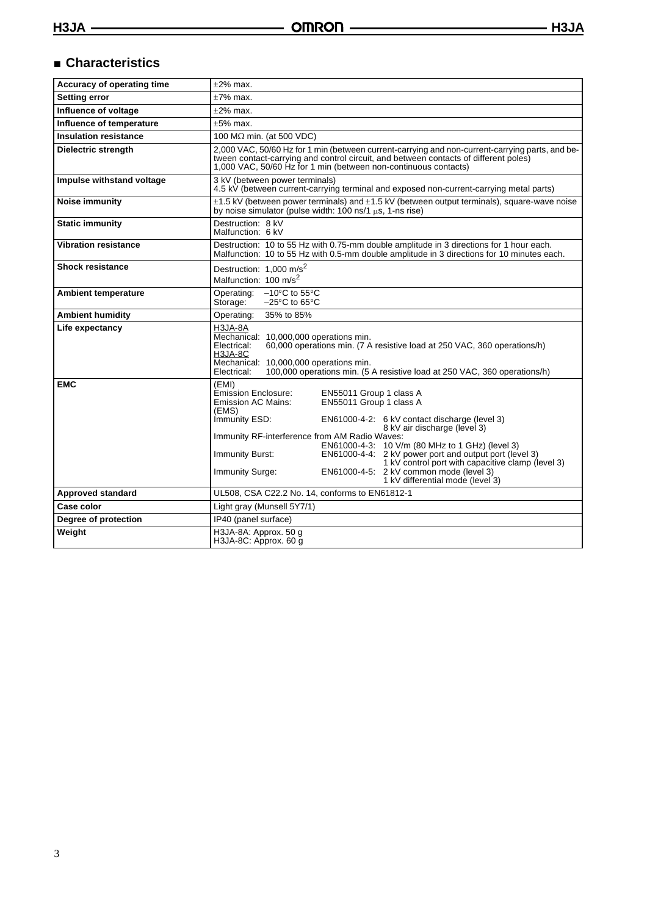## ■ Characteristics

| | |
|---|---|
| **Accuracy of operating time** | ±2% max. |
| **Setting error** | ±7% max. |
| **Influence of voltage** | ±2% max. |
| **Influence of temperature** | ±5% max. |
| **Insulation resistance** | 100 MΩ min. (at 500 VDC) |
| **Dielectric strength** | 2,000 VAC, 50/60 Hz for 1 min (between current-carrying and non-current-carrying parts, and between contact-carrying and control circuit, and between contacts of different poles)<br>1,000 VAC, 50/60 Hz for 1 min (between non-continuous contacts) |
| **Impulse withstand voltage** | 3 kV (between power terminals)<br>4.5 kV (between current-carrying terminal and exposed non-current-carrying metal parts) |
| **Noise immunity** | ±1.5 kV (between power terminals) and ±1.5 kV (between output terminals), square-wave noise by noise simulator (pulse width: 100 ns/1 μs, 1-ns rise) |
| **Static immunity** | Destruction: 8 kV<br>Malfunction: 6 kV |
| **Vibration resistance** | Destruction: 10 to 55 Hz with 0.75-mm double amplitude in 3 directions for 1 hour each.<br>Malfunction: 10 to 55 Hz with 0.5-mm double amplitude in 3 directions for 10 minutes each. |
| **Shock resistance** | Destruction: 1,000 $m/s^2$<br>Malfunction: 100 $m/s^2$ |
| **Ambient temperature** | Operating: –10°C to 55°C<br>Storage: –25°C to 65°C |
| **Ambient humidity** | Operating: 35% to 85% |
| **Life expectancy** | H3JA-8A<br>Mechanical: 10,000,000 operations min.<br>Electrical: 60,000 operations min. (7 A resistive load at 250 VAC, 360 operations/h)<br>H3JA-8C<br>Mechanical: 10,000,000 operations min.<br>Electrical: 100,000 operations min. (5 A resistive load at 250 VAC, 360 operations/h) |
| **EMC** | (EMI)<br>Emission Enclosure: EN55011 Group 1 class A<br>Emission AC Mains: EN55011 Group 1 class A<br>(EMS)<br>Immunity ESD: EN61000-4-2: 6 kV contact discharge (level 3)<br>8 kV air discharge (level 3)<br>Immunity RF-interference from AM Radio Waves:<br>EN61000-4-3: 10 V/m (80 MHz to 1 GHz) (level 3)<br>Immunity Burst: EN61000-4-4: 2 kV power port and output port (level 3)<br>1 kV control port with capacitive clamp (level 3)<br>Immunity Surge: EN61000-4-5: 2 kV common mode (level 3)<br>1 kV differential mode (level 3) |
| **Approved standard** | UL508, CSA C22.2 No. 14, conforms to EN61812-1 |
| **Case color** | Light gray (Munsell 5Y7/1) |
| **Degree of protection** | IP40 (panel surface) |
| **Weight** | H3JA-8A: Approx. 50 g<br>H3JA-8C: Approx. 60 g |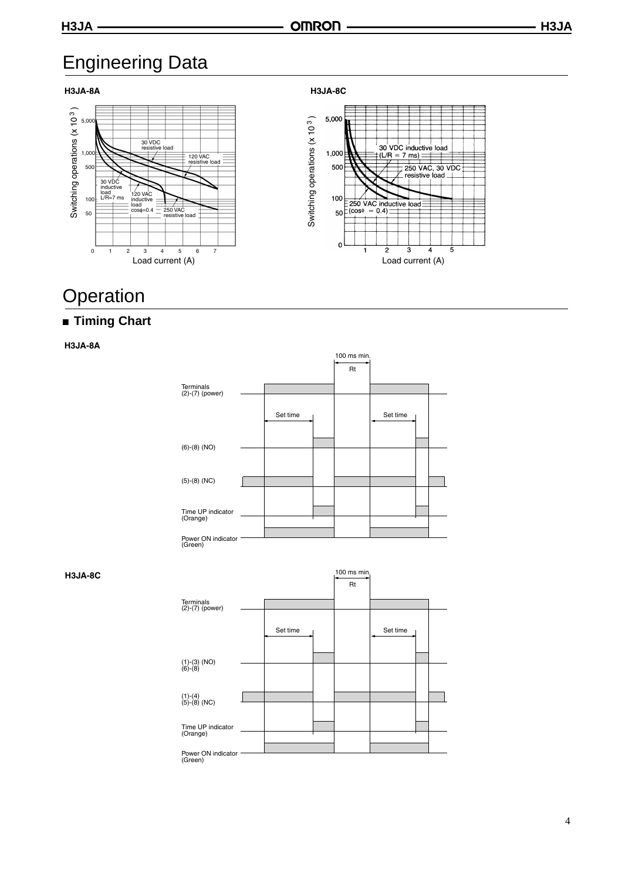# Engineering Data

**H3JA-8A**

Switching operations (x $10^3$)

5,000
1,000
500
100
50

30 VDC resistive load
120 VAC resistive load
30 VDC inductive load L/R=7 ms
120 VAC inductive load cosϕ=0.4
250 VAC resistive load

0 1 2 3 4 5 6 7
Load current (A)

**H3JA-8C**

Switching operations (x $10^3$)

5,000
1,000
500
100
50
0

30 VDC inductive load (L/R = 7 ms)
250 VAC, 30 VDC resistive load
250 VAC inductive load (cosϕ = 0.4)

1 2 3 4 5
Load current (A)

# Operation

## ■ Timing Chart

**H3JA-8A**

100 ms min.
Rt

Terminals (2)-(7) (power)

Set time

Set time

(6)-(8) (NO)

(5)-(8) (NC)

Time UP indicator (Orange)

Power ON indicator (Green)

**H3JA-8C**

100 ms min.
Rt

Terminals (2)-(7) (power)

Set time

Set time

(1)-(3) (NO)
(6)-(8)

(1)-(4)
(5)-(8) (NC)

Time UP indicator (Orange)

Power ON indicator (Green)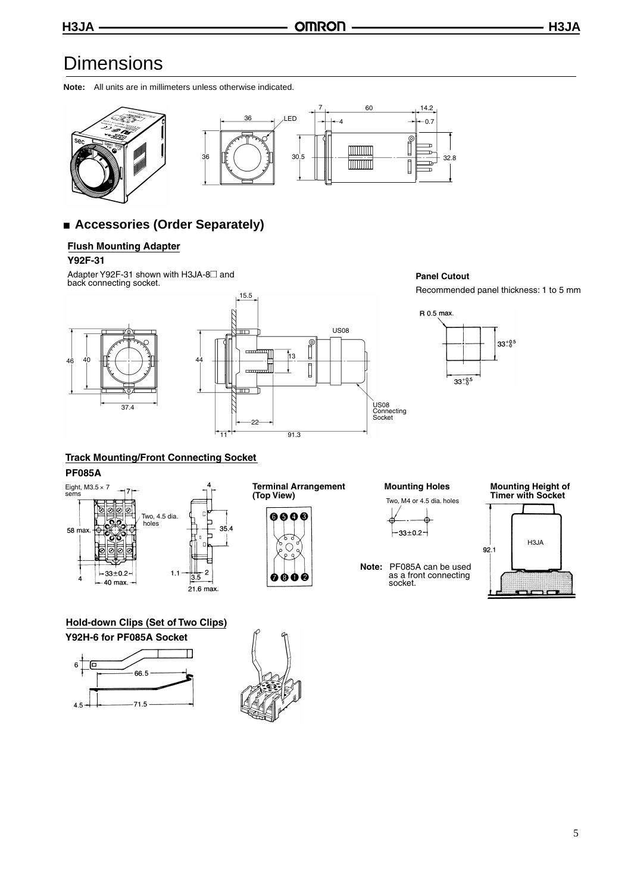# Dimensions

**Note:** All units are in millimeters unless otherwise indicated.

## Accessories (Order Separately)

### Flush Mounting Adapter

**Y92F-31**

Adapter Y92F-31 shown with H3JA-8☐ and back connecting socket.

**Panel Cutout**

Recommended panel thickness: 1 to 5 mm

### Track Mounting/Front Connecting Socket

**PF085A**

**Terminal Arrangement (Top View)**

**Mounting Holes**

Two, M4 or 4.5 dia. holes

**Note:** PF085A can be used as a front connecting socket.

**Mounting Height of Timer with Socket**

### Hold-down Clips (Set of Two Clips)

**Y92H-6 for PF085A Socket**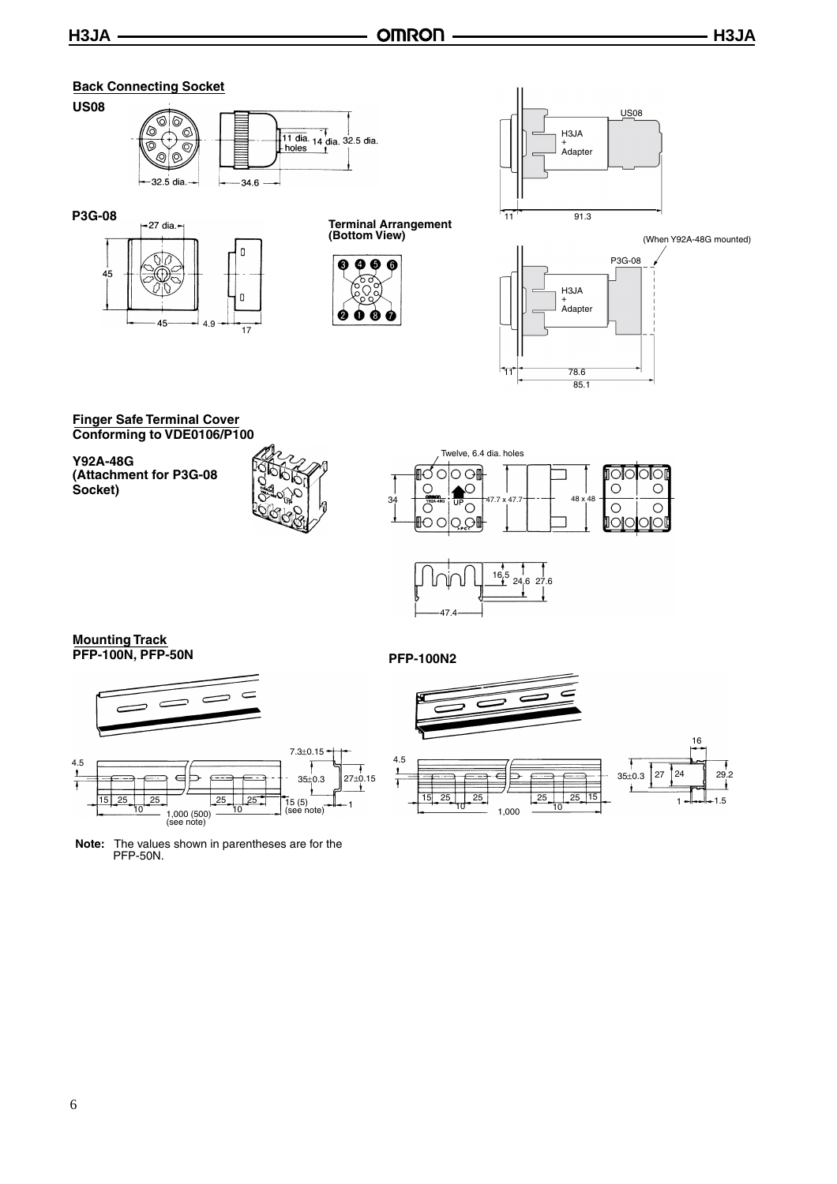## Back Connecting Socket

### US08

11 dia. holes, 14 dia., 32.5 dia.

32.5 dia., 34.6

US08

H3JA + Adapter

11, 91.3

### P3G-08

27 dia.

45, 45, 4.9, 17

**Terminal Arrangement (Bottom View)**

(When Y92A-48G mounted)

P3G-08

H3JA + Adapter

11, 78.6, 85.1

## Finger Safe Terminal Cover Conforming to VDE0106/P100

**Y92A-48G (Attachment for P3G-08 Socket)**

Twelve, 6.4 dia. holes

34, 47.7 x 47.7, 48 x 48

16.5, 24.6, 27.6

47.4

## Mounting Track

### PFP-100N, PFP-50N

4.5, 7.3±0.15, 35±0.3, 27±0.15, 1

15, 25, 25, 10, 25, 25, 10, 1,000 (500) (see note), 15 (5) (see note)

**Note:** The values shown in parentheses are for the PFP-50N.

### PFP-100N2

4.5, 15, 25, 25, 10, 1,000, 25, 25, 15, 10

16, 35±0.3, 27, 24, 29.2, 1, 1.5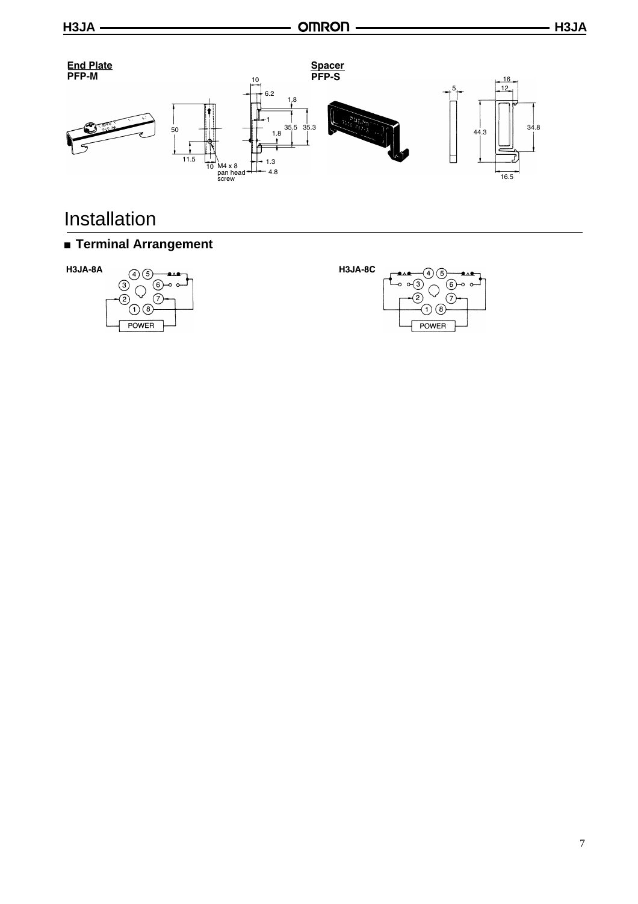**End Plate**
**PFP-M**

**Spacer**
**PFP-S**

# Installation

## ■ Terminal Arrangement

**H3JA-8A**

**H3JA-8C**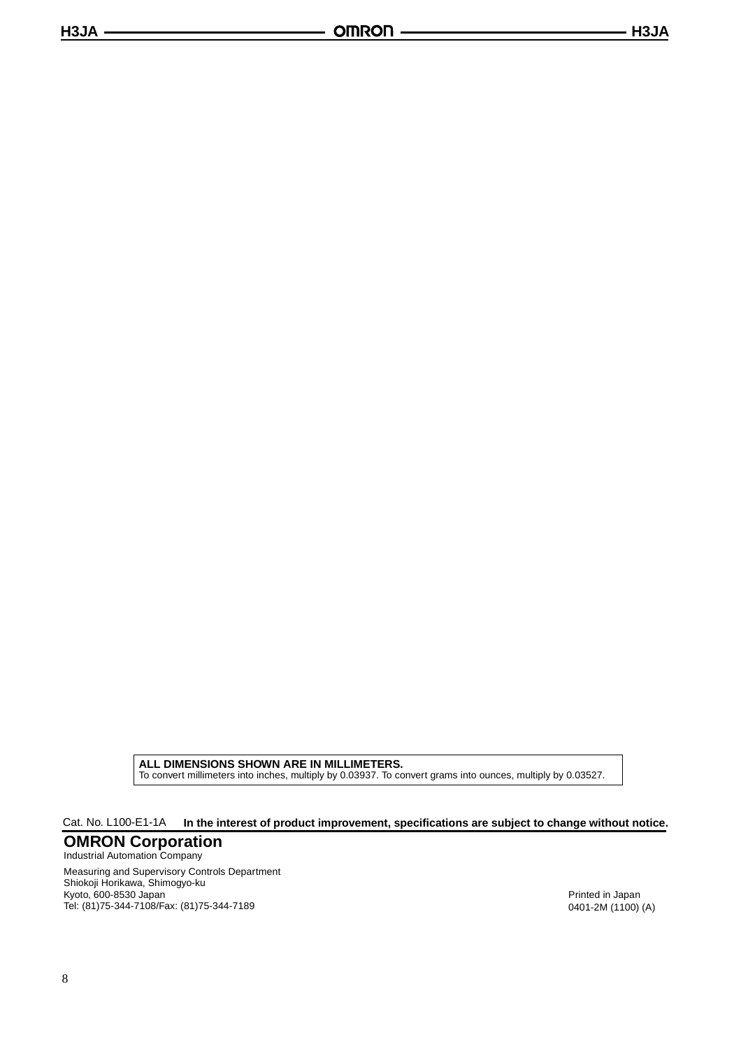**ALL DIMENSIONS SHOWN ARE IN MILLIMETERS.**
To convert millimeters into inches, multiply by 0.03937. To convert grams into ounces, multiply by 0.03527.

Cat. No. L100-E1-1A **In the interest of product improvement, specifications are subject to change without notice.**

**OMRON Corporation**
Industrial Automation Company

Measuring and Supervisory Controls Department
Shiokoji Horikawa, Shimogyo-ku
Kyoto, 600-8530 Japan
Tel: (81)75-344-7108/Fax: (81)75-344-7189

Printed in Japan
0401-2M (1100) (A)